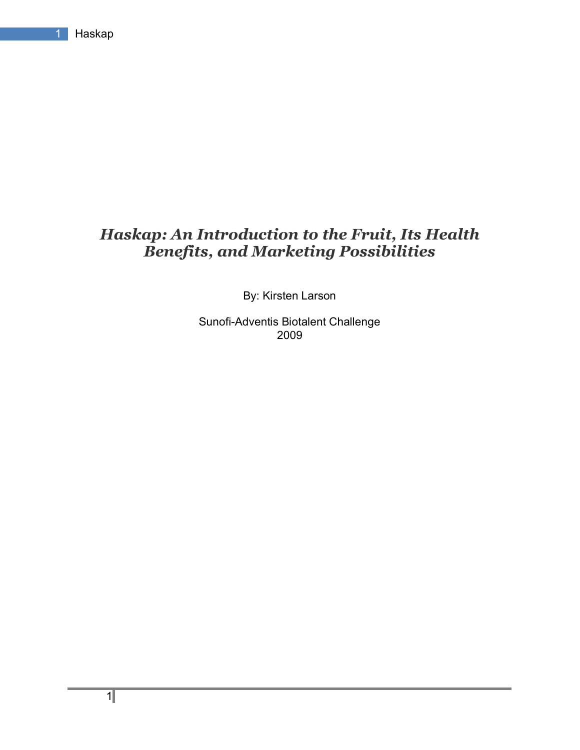# *Haskap: An Introduction to the Fruit, Its Health Benefits, and Marketing Possibilities*

By: Kirsten Larson

Sunofi-Adventis Biotalent Challenge
2009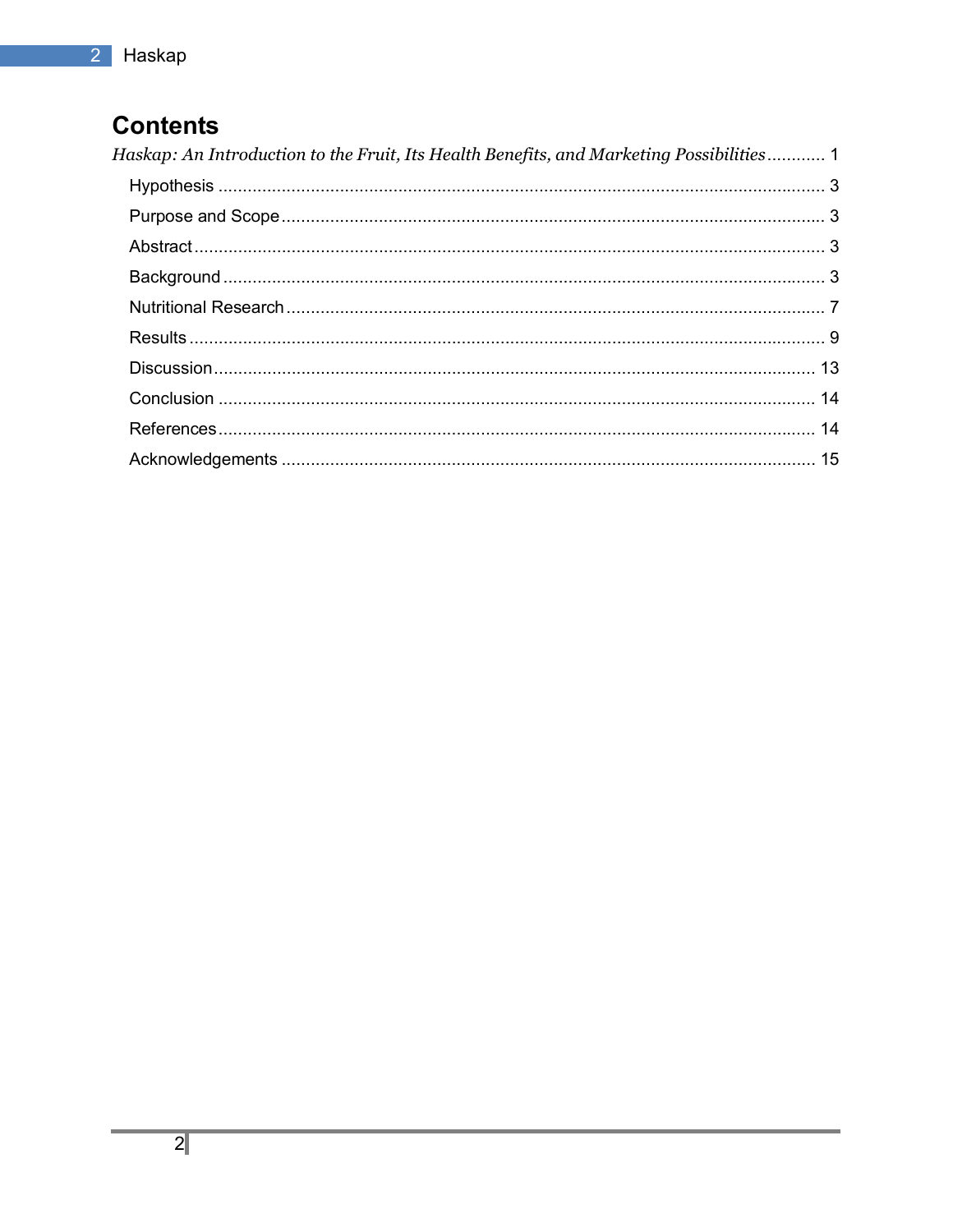# Contents

*Haskap: An Introduction to the Fruit, Its Health Benefits, and Marketing Possibilities* ............ 1

- Hypothesis ............ 3
- Purpose and Scope ............ 3
- Abstract ............ 3
- Background ............ 3
- Nutritional Research ............ 7
- Results ............ 9
- Discussion ............ 13
- Conclusion ............ 14
- References ............ 14
- Acknowledgements ............ 15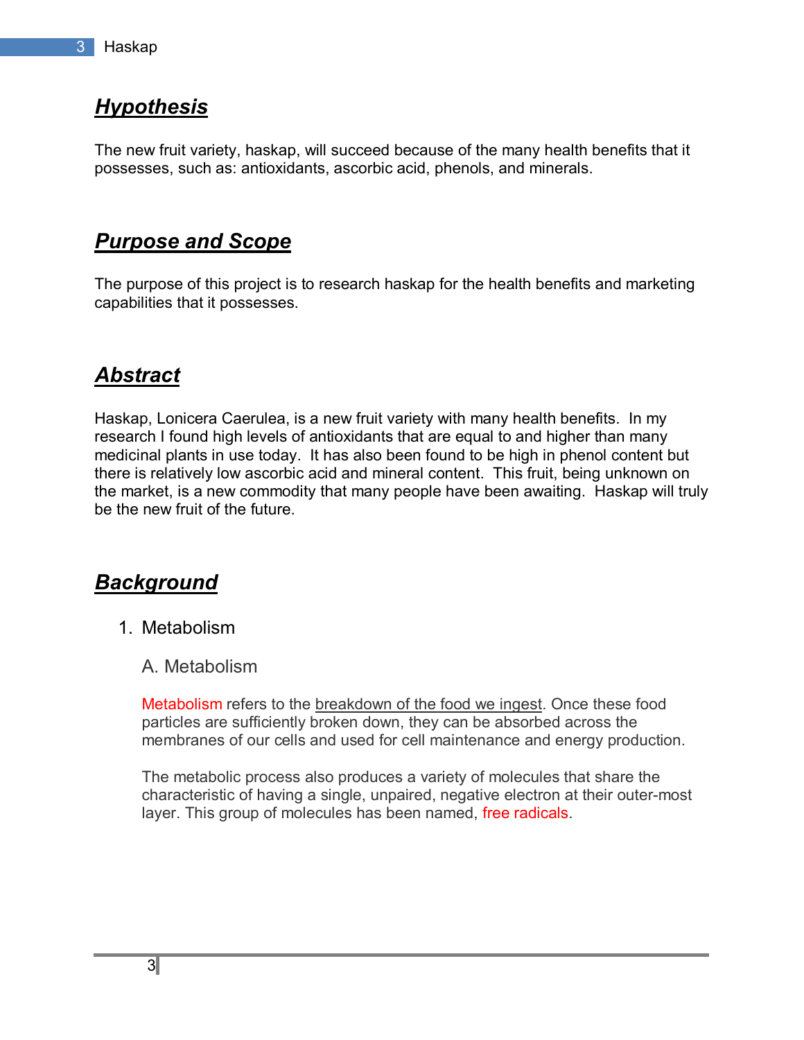## ***Hypothesis***

The new fruit variety, haskap, will succeed because of the many health benefits that it possesses, such as: antioxidants, ascorbic acid, phenols, and minerals.

## ***Purpose and Scope***

The purpose of this project is to research haskap for the health benefits and marketing capabilities that it possesses.

## ***Abstract***

Haskap, Lonicera Caerulea, is a new fruit variety with many health benefits. In my research I found high levels of antioxidants that are equal to and higher than many medicinal plants in use today. It has also been found to be high in phenol content but there is relatively low ascorbic acid and mineral content. This fruit, being unknown on the market, is a new commodity that many people have been awaiting. Haskap will truly be the new fruit of the future.

## ***Background***

1. Metabolism

### A. Metabolism

Metabolism refers to the breakdown of the food we ingest. Once these food particles are sufficiently broken down, they can be absorbed across the membranes of our cells and used for cell maintenance and energy production.

The metabolic process also produces a variety of molecules that share the characteristic of having a single, unpaired, negative electron at their outer-most layer. This group of molecules has been named, free radicals.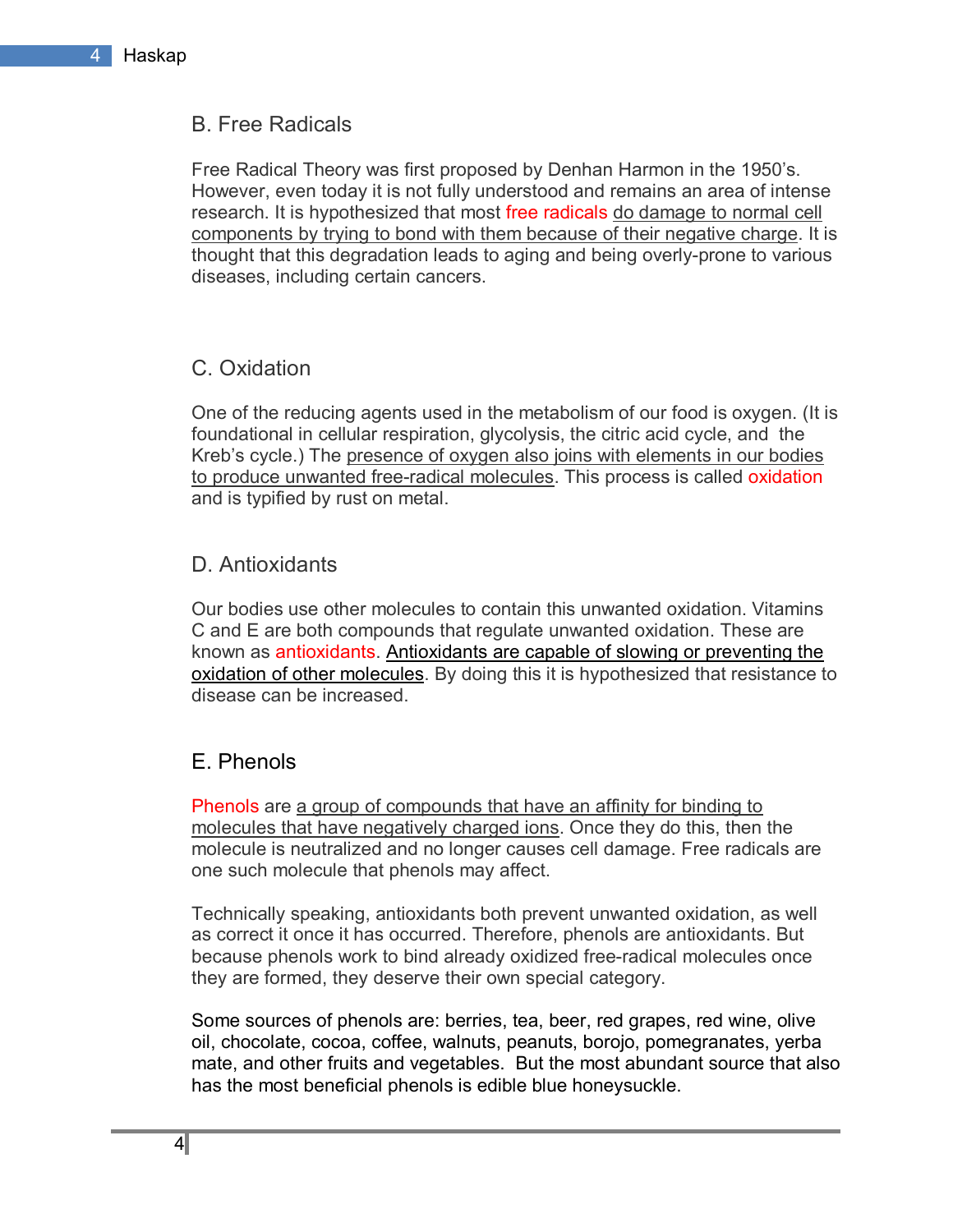## B. Free Radicals

Free Radical Theory was first proposed by Denhan Harmon in the 1950's. However, even today it is not fully understood and remains an area of intense research. It is hypothesized that most free radicals do damage to normal cell components by trying to bond with them because of their negative charge. It is thought that this degradation leads to aging and being overly-prone to various diseases, including certain cancers.

## C. Oxidation

One of the reducing agents used in the metabolism of our food is oxygen. (It is foundational in cellular respiration, glycolysis, the citric acid cycle, and the Kreb's cycle.) The presence of oxygen also joins with elements in our bodies to produce unwanted free-radical molecules. This process is called oxidation and is typified by rust on metal.

## D. Antioxidants

Our bodies use other molecules to contain this unwanted oxidation. Vitamins C and E are both compounds that regulate unwanted oxidation. These are known as antioxidants. Antioxidants are capable of slowing or preventing the oxidation of other molecules. By doing this it is hypothesized that resistance to disease can be increased.

## E. Phenols

Phenols are a group of compounds that have an affinity for binding to molecules that have negatively charged ions. Once they do this, then the molecule is neutralized and no longer causes cell damage. Free radicals are one such molecule that phenols may affect.

Technically speaking, antioxidants both prevent unwanted oxidation, as well as correct it once it has occurred. Therefore, phenols are antioxidants. But because phenols work to bind already oxidized free-radical molecules once they are formed, they deserve their own special category.

Some sources of phenols are: berries, tea, beer, red grapes, red wine, olive oil, chocolate, cocoa, coffee, walnuts, peanuts, borojo, pomegranates, yerba mate, and other fruits and vegetables. But the most abundant source that also has the most beneficial phenols is edible blue honeysuckle.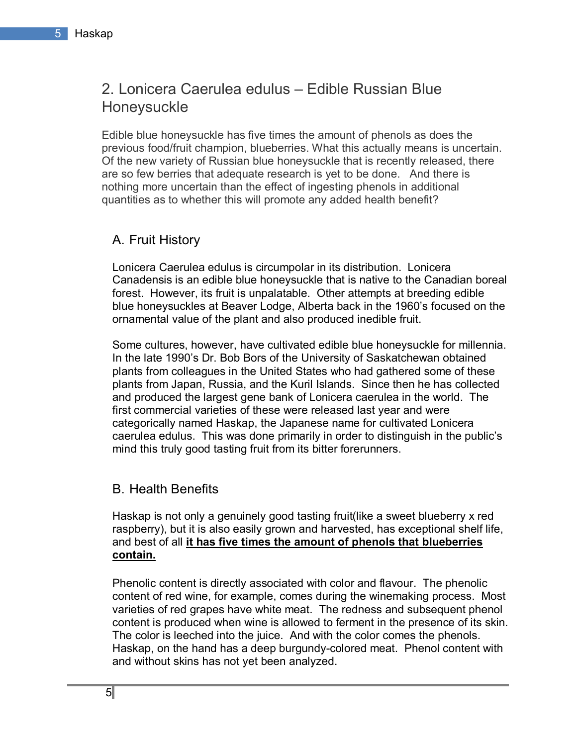## 2. Lonicera Caerulea edulus – Edible Russian Blue Honeysuckle

Edible blue honeysuckle has five times the amount of phenols as does the previous food/fruit champion, blueberries. What this actually means is uncertain. Of the new variety of Russian blue honeysuckle that is recently released, there are so few berries that adequate research is yet to be done. And there is nothing more uncertain than the effect of ingesting phenols in additional quantities as to whether this will promote any added health benefit?

### A. Fruit History

Lonicera Caerulea edulus is circumpolar in its distribution. Lonicera Canadensis is an edible blue honeysuckle that is native to the Canadian boreal forest. However, its fruit is unpalatable. Other attempts at breeding edible blue honeysuckles at Beaver Lodge, Alberta back in the 1960's focused on the ornamental value of the plant and also produced inedible fruit.

Some cultures, however, have cultivated edible blue honeysuckle for millennia. In the late 1990's Dr. Bob Bors of the University of Saskatchewan obtained plants from colleagues in the United States who had gathered some of these plants from Japan, Russia, and the Kuril Islands. Since then he has collected and produced the largest gene bank of Lonicera caerulea in the world. The first commercial varieties of these were released last year and were categorically named Haskap, the Japanese name for cultivated Lonicera caerulea edulus. This was done primarily in order to distinguish in the public's mind this truly good tasting fruit from its bitter forerunners.

### B. Health Benefits

Haskap is not only a genuinely good tasting fruit(like a sweet blueberry x red raspberry), but it is also easily grown and harvested, has exceptional shelf life, and best of all **<u>it has five times the amount of phenols that blueberries contain.</u>**

Phenolic content is directly associated with color and flavour. The phenolic content of red wine, for example, comes during the winemaking process. Most varieties of red grapes have white meat. The redness and subsequent phenol content is produced when wine is allowed to ferment in the presence of its skin. The color is leeched into the juice. And with the color comes the phenols. Haskap, on the hand has a deep burgundy-colored meat. Phenol content with and without skins has not yet been analyzed.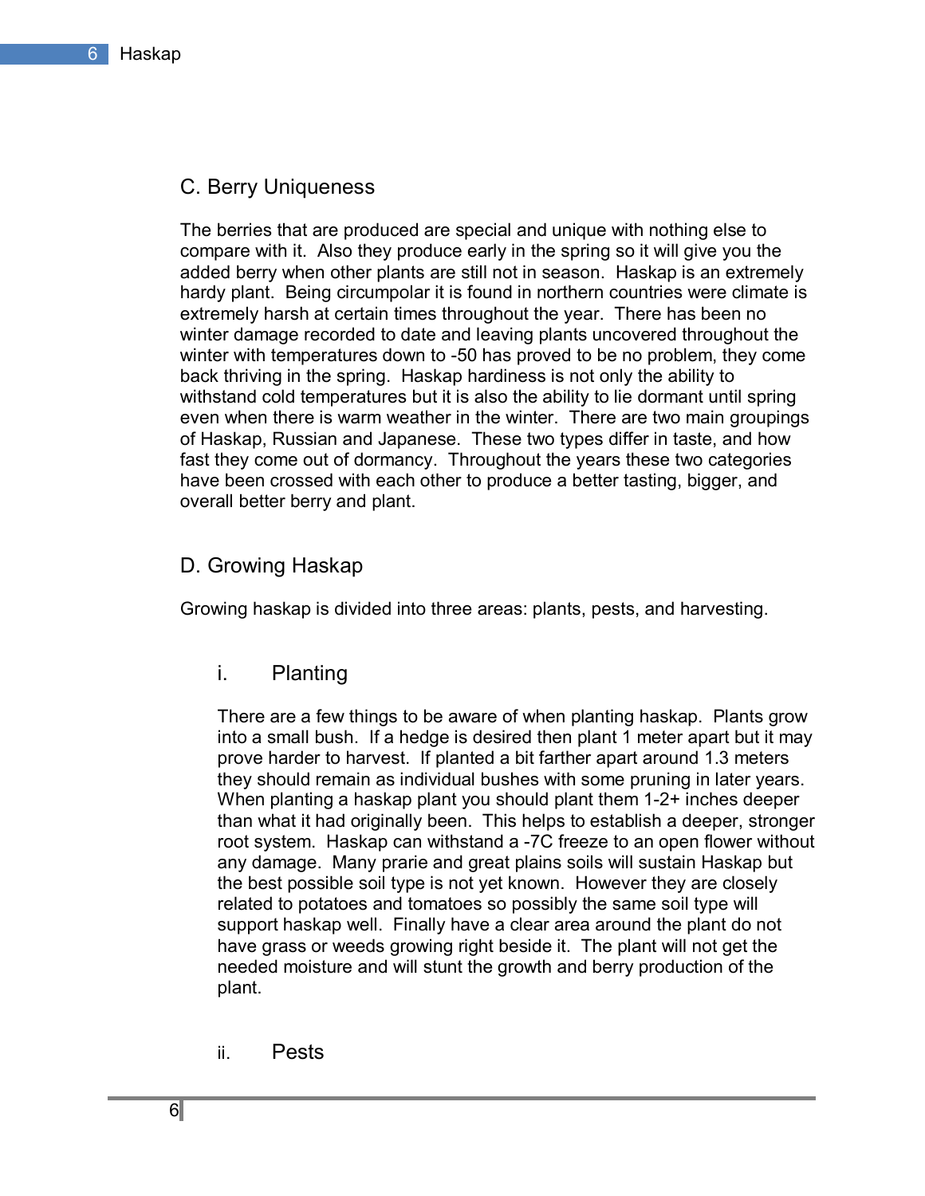## C. Berry Uniqueness

The berries that are produced are special and unique with nothing else to compare with it. Also they produce early in the spring so it will give you the added berry when other plants are still not in season. Haskap is an extremely hardy plant. Being circumpolar it is found in northern countries were climate is extremely harsh at certain times throughout the year. There has been no winter damage recorded to date and leaving plants uncovered throughout the winter with temperatures down to -50 has proved to be no problem, they come back thriving in the spring. Haskap hardiness is not only the ability to withstand cold temperatures but it is also the ability to lie dormant until spring even when there is warm weather in the winter. There are two main groupings of Haskap, Russian and Japanese. These two types differ in taste, and how fast they come out of dormancy. Throughout the years these two categories have been crossed with each other to produce a better tasting, bigger, and overall better berry and plant.

## D. Growing Haskap

Growing haskap is divided into three areas: plants, pests, and harvesting.

### i. Planting

There are a few things to be aware of when planting haskap. Plants grow into a small bush. If a hedge is desired then plant 1 meter apart but it may prove harder to harvest. If planted a bit farther apart around 1.3 meters they should remain as individual bushes with some pruning in later years. When planting a haskap plant you should plant them 1-2+ inches deeper than what it had originally been. This helps to establish a deeper, stronger root system. Haskap can withstand a -7C freeze to an open flower without any damage. Many prarie and great plains soils will sustain Haskap but the best possible soil type is not yet known. However they are closely related to potatoes and tomatoes so possibly the same soil type will support haskap well. Finally have a clear area around the plant do not have grass or weeds growing right beside it. The plant will not get the needed moisture and will stunt the growth and berry production of the plant.

### ii. Pests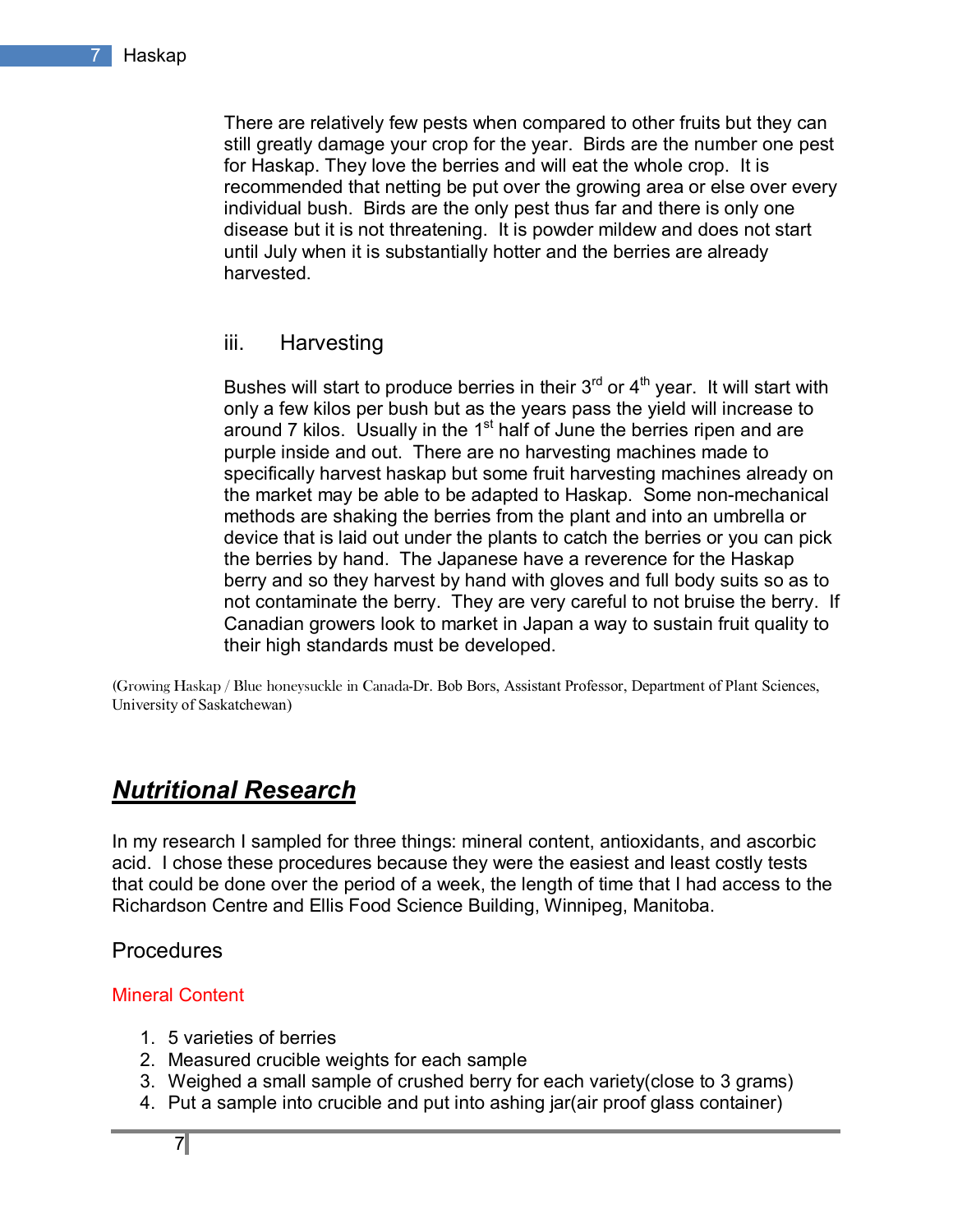There are relatively few pests when compared to other fruits but they can still greatly damage your crop for the year. Birds are the number one pest for Haskap. They love the berries and will eat the whole crop. It is recommended that netting be put over the growing area or else over every individual bush. Birds are the only pest thus far and there is only one disease but it is not threatening. It is powder mildew and does not start until July when it is substantially hotter and the berries are already harvested.

### iii. Harvesting

Bushes will start to produce berries in their 3rd or 4th year. It will start with only a few kilos per bush but as the years pass the yield will increase to around 7 kilos. Usually in the 1st half of June the berries ripen and are purple inside and out. There are no harvesting machines made to specifically harvest haskap but some fruit harvesting machines already on the market may be able to be adapted to Haskap. Some non-mechanical methods are shaking the berries from the plant and into an umbrella or device that is laid out under the plants to catch the berries or you can pick the berries by hand. The Japanese have a reverence for the Haskap berry and so they harvest by hand with gloves and full body suits so as to not contaminate the berry. They are very careful to not bruise the berry. If Canadian growers look to market in Japan a way to sustain fruit quality to their high standards must be developed.

(Growing Haskap / Blue honeysuckle in Canada-Dr. Bob Bors, Assistant Professor, Department of Plant Sciences, University of Saskatchewan)

## ***Nutritional Research***

In my research I sampled for three things: mineral content, antioxidants, and ascorbic acid. I chose these procedures because they were the easiest and least costly tests that could be done over the period of a week, the length of time that I had access to the Richardson Centre and Ellis Food Science Building, Winnipeg, Manitoba.

### Procedures

#### Mineral Content

1. 5 varieties of berries
2. Measured crucible weights for each sample
3. Weighed a small sample of crushed berry for each variety(close to 3 grams)
4. Put a sample into crucible and put into ashing jar(air proof glass container)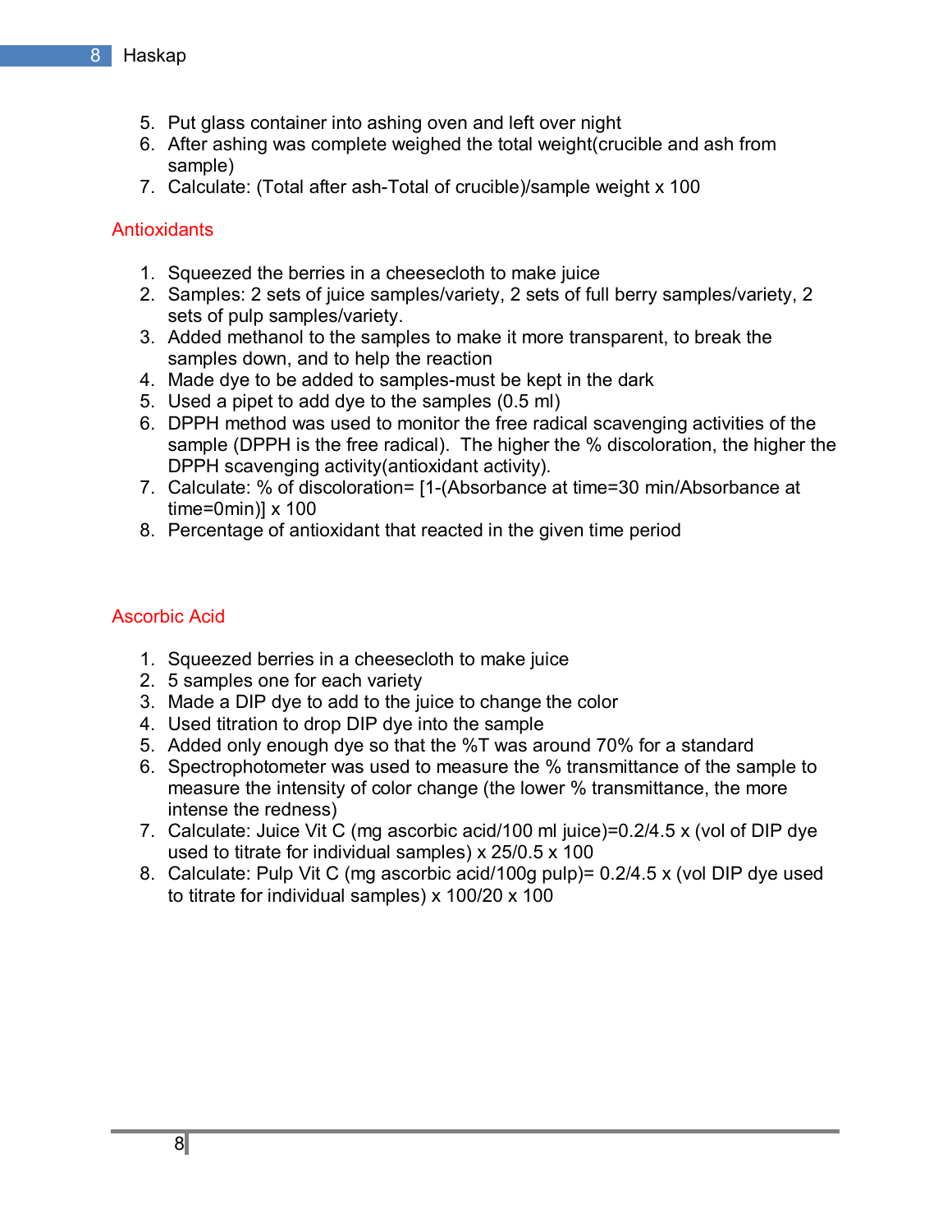5. Put glass container into ashing oven and left over night
6. After ashing was complete weighed the total weight(crucible and ash from sample)
7. Calculate: (Total after ash-Total of crucible)/sample weight x 100

## Antioxidants

1. Squeezed the berries in a cheesecloth to make juice
2. Samples: 2 sets of juice samples/variety, 2 sets of full berry samples/variety, 2 sets of pulp samples/variety.
3. Added methanol to the samples to make it more transparent, to break the samples down, and to help the reaction
4. Made dye to be added to samples-must be kept in the dark
5. Used a pipet to add dye to the samples (0.5 ml)
6. DPPH method was used to monitor the free radical scavenging activities of the sample (DPPH is the free radical). The higher the % discoloration, the higher the DPPH scavenging activity(antioxidant activity).
7. Calculate: % of discoloration= [1-(Absorbance at time=30 min/Absorbance at time=0min)] x 100
8. Percentage of antioxidant that reacted in the given time period

## Ascorbic Acid

1. Squeezed berries in a cheesecloth to make juice
2. 5 samples one for each variety
3. Made a DIP dye to add to the juice to change the color
4. Used titration to drop DIP dye into the sample
5. Added only enough dye so that the %T was around 70% for a standard
6. Spectrophotometer was used to measure the % transmittance of the sample to measure the intensity of color change (the lower % transmittance, the more intense the redness)
7. Calculate: Juice Vit C (mg ascorbic acid/100 ml juice)=0.2/4.5 x (vol of DIP dye used to titrate for individual samples) x 25/0.5 x 100
8. Calculate: Pulp Vit C (mg ascorbic acid/100g pulp)= 0.2/4.5 x (vol DIP dye used to titrate for individual samples) x 100/20 x 100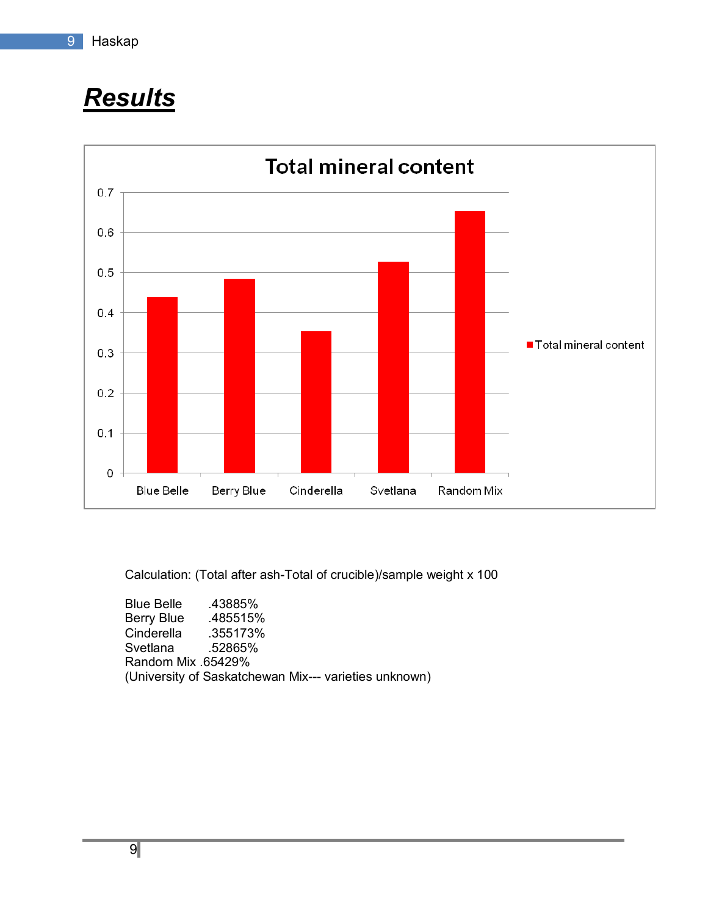# Results

Calculation: (Total after ash-Total of crucible)/sample weight x 100

Blue Belle .43885%
Berry Blue .485515%
Cinderella .355173%
Svetlana .52865%
Random Mix .65429%
(University of Saskatchewan Mix--- varieties unknown)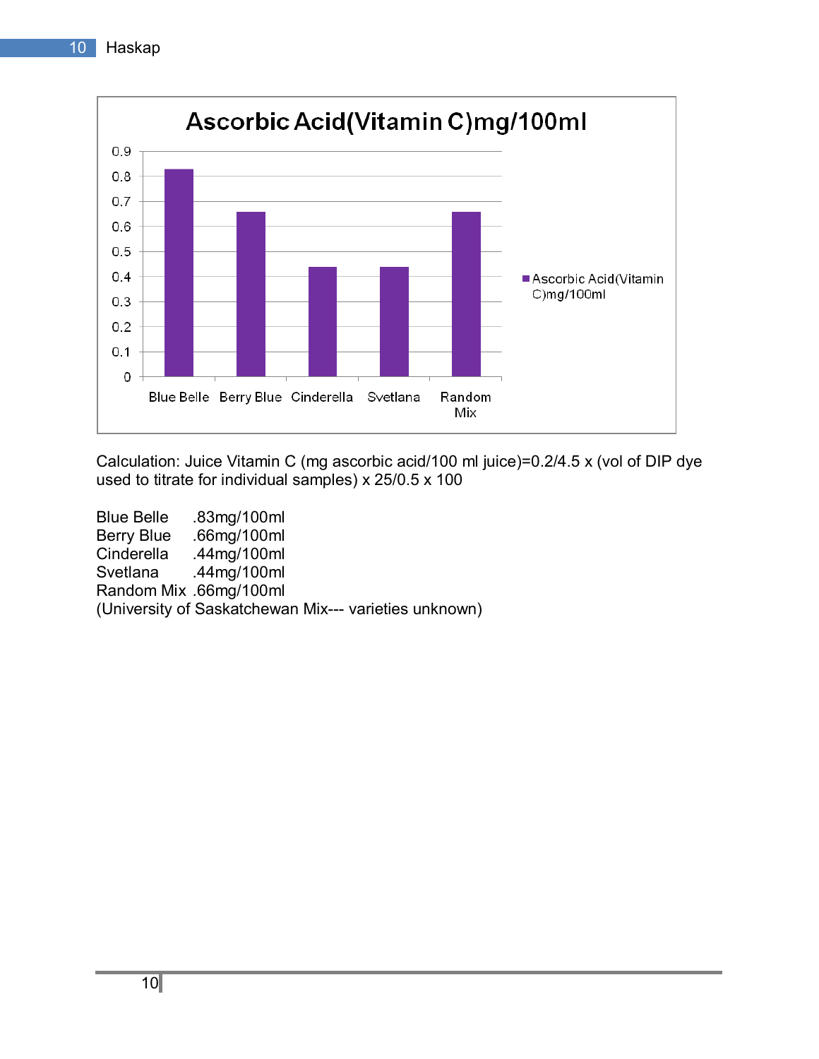## Ascorbic Acid(Vitamin C)mg/100ml

| | Ascorbic Acid(Vitamin C)mg/100ml |
|---|---|
| Blue Belle | 0.83 |
| Berry Blue | 0.66 |
| Cinderella | 0.44 |
| Svetlana | 0.44 |
| Random Mix | 0.66 |

Calculation: Juice Vitamin C (mg ascorbic acid/100 ml juice)=0.2/4.5 x (vol of DIP dye used to titrate for individual samples) x 25/0.5 x 100

Blue Belle .83mg/100ml
Berry Blue .66mg/100ml
Cinderella .44mg/100ml
Svetlana .44mg/100ml
Random Mix .66mg/100ml
(University of Saskatchewan Mix--- varieties unknown)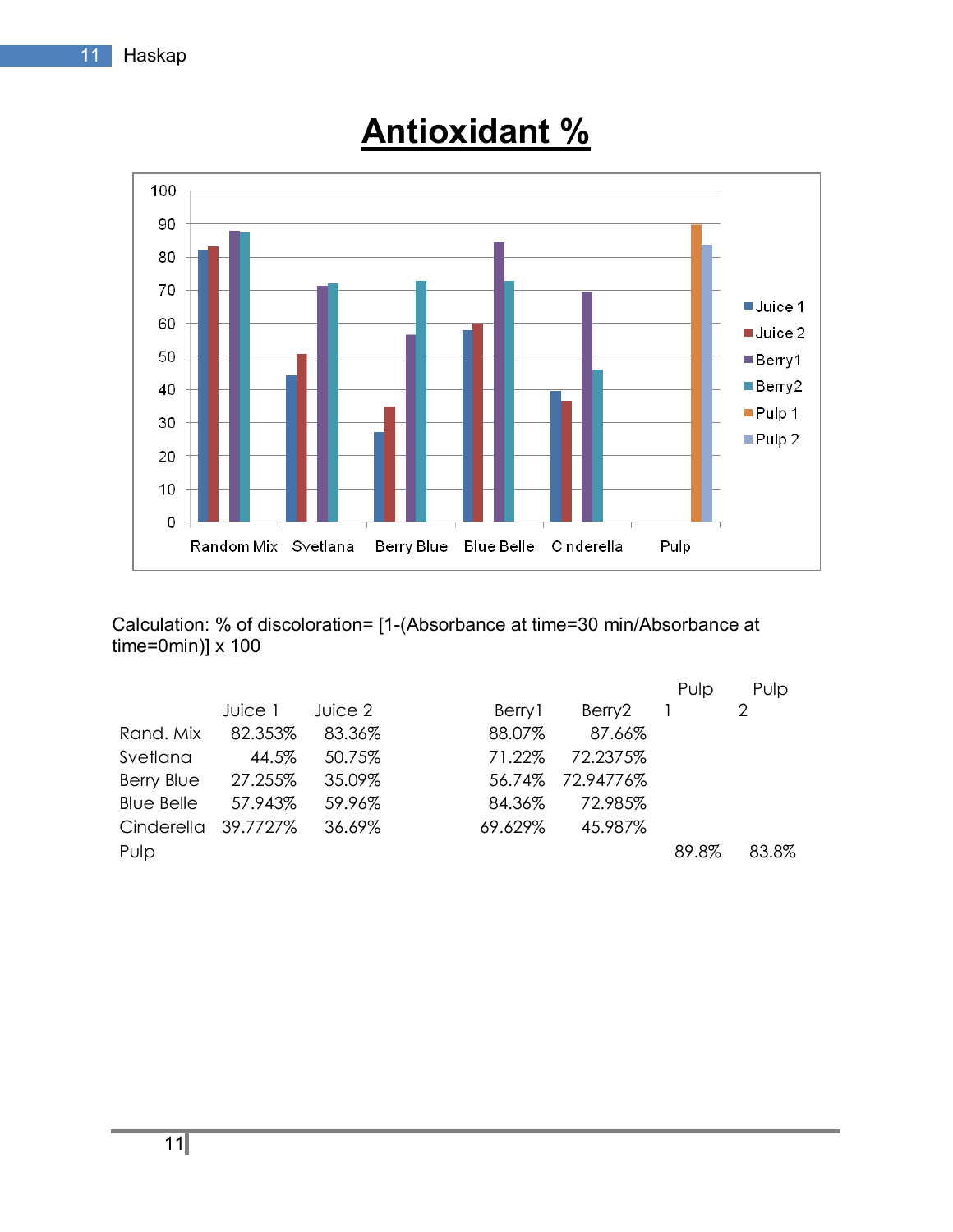# Antioxidant %

Calculation: % of discoloration= [1-(Absorbance at time=30 min/Absorbance at time=0min)] x 100

| | Juice 1 | Juice 2 | Berry1 | Berry2 | Pulp 1 | Pulp 2 |
|---|---|---|---|---|---|---|
| Rand. Mix | 82.353% | 83.36% | 88.07% | 87.66% | | |
| Svetlana | 44.5% | 50.75% | 71.22% | 72.2375% | | |
| Berry Blue | 27.255% | 35.09% | 56.74% | 72.94776% | | |
| Blue Belle | 57.943% | 59.96% | 84.36% | 72.985% | | |
| Cinderella | 39.7727% | 36.69% | 69.629% | 45.987% | | |
| Pulp | | | | | 89.8% | 83.8% |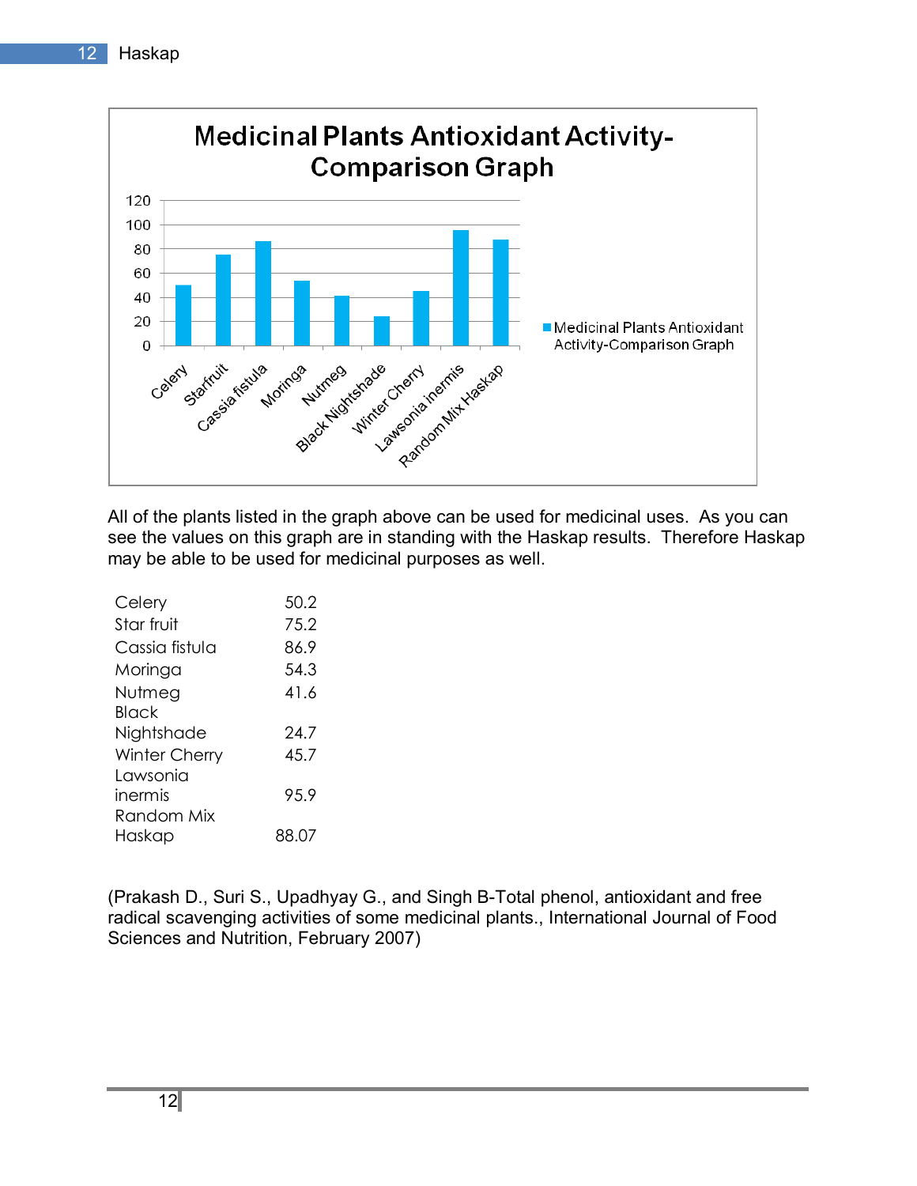## Medicinal Plants Antioxidant Activity-Comparison Graph

All of the plants listed in the graph above can be used for medicinal uses. As you can see the values on this graph are in standing with the Haskap results. Therefore Haskap may be able to be used for medicinal purposes as well.

| | |
|---|---|
| Celery | 50.2 |
| Star fruit | 75.2 |
| Cassia fistula | 86.9 |
| Moringa | 54.3 |
| Nutmeg | 41.6 |
| Black Nightshade | 24.7 |
| Winter Cherry | 45.7 |
| Lawsonia inermis | 95.9 |
| Random Mix Haskap | 88.07 |

(Prakash D., Suri S., Upadhyay G., and Singh B-Total phenol, antioxidant and free radical scavenging activities of some medicinal plants., International Journal of Food Sciences and Nutrition, February 2007)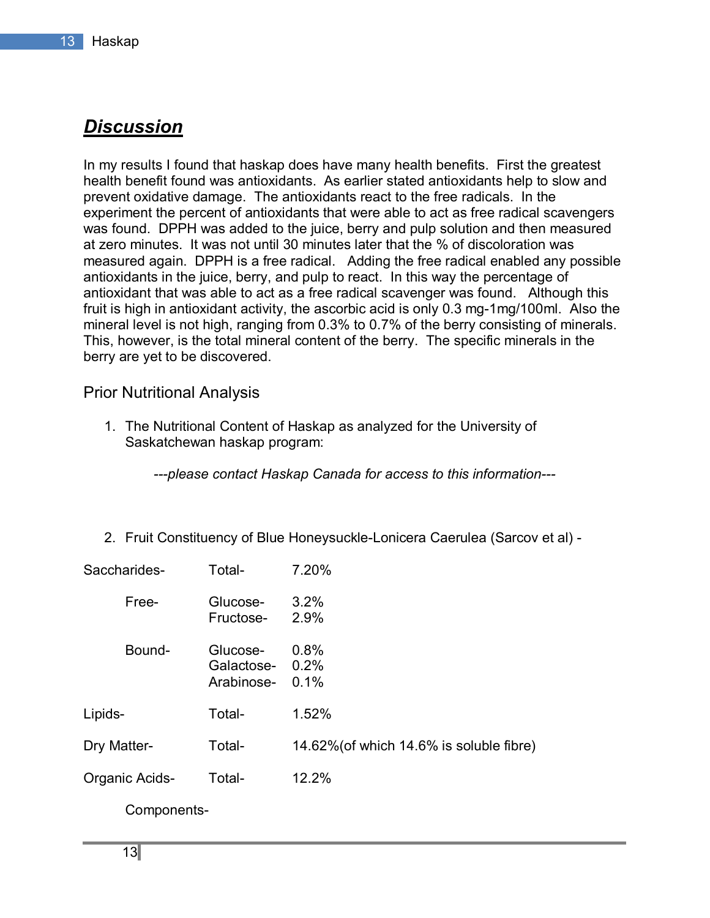# ***Discussion***

In my results I found that haskap does have many health benefits. First the greatest health benefit found was antioxidants. As earlier stated antioxidants help to slow and prevent oxidative damage. The antioxidants react to the free radicals. In the experiment the percent of antioxidants that were able to act as free radical scavengers was found. DPPH was added to the juice, berry and pulp solution and then measured at zero minutes. It was not until 30 minutes later that the % of discoloration was measured again. DPPH is a free radical. Adding the free radical enabled any possible antioxidants in the juice, berry, and pulp to react. In this way the percentage of antioxidant that was able to act as a free radical scavenger was found. Although this fruit is high in antioxidant activity, the ascorbic acid is only 0.3 mg-1mg/100ml. Also the mineral level is not high, ranging from 0.3% to 0.7% of the berry consisting of minerals. This, however, is the total mineral content of the berry. The specific minerals in the berry are yet to be discovered.

## Prior Nutritional Analysis

1. The Nutritional Content of Haskap as analyzed for the University of Saskatchewan haskap program:

   *---please contact Haskap Canada for access to this information---*

2. Fruit Constituency of Blue Honeysuckle-Lonicera Caerulea (Sarcov et al) -

| | | |
|---|---|---|
| Saccharides- | Total- | 7.20% |
| Free- | Glucose- | 3.2% |
| | Fructose- | 2.9% |
| Bound- | Glucose- | 0.8% |
| | Galactose- | 0.2% |
| | Arabinose- | 0.1% |
| Lipids- | Total- | 1.52% |
| Dry Matter- | Total- | 14.62%(of which 14.6% is soluble fibre) |
| Organic Acids- | Total- | 12.2% |
| Components- | | |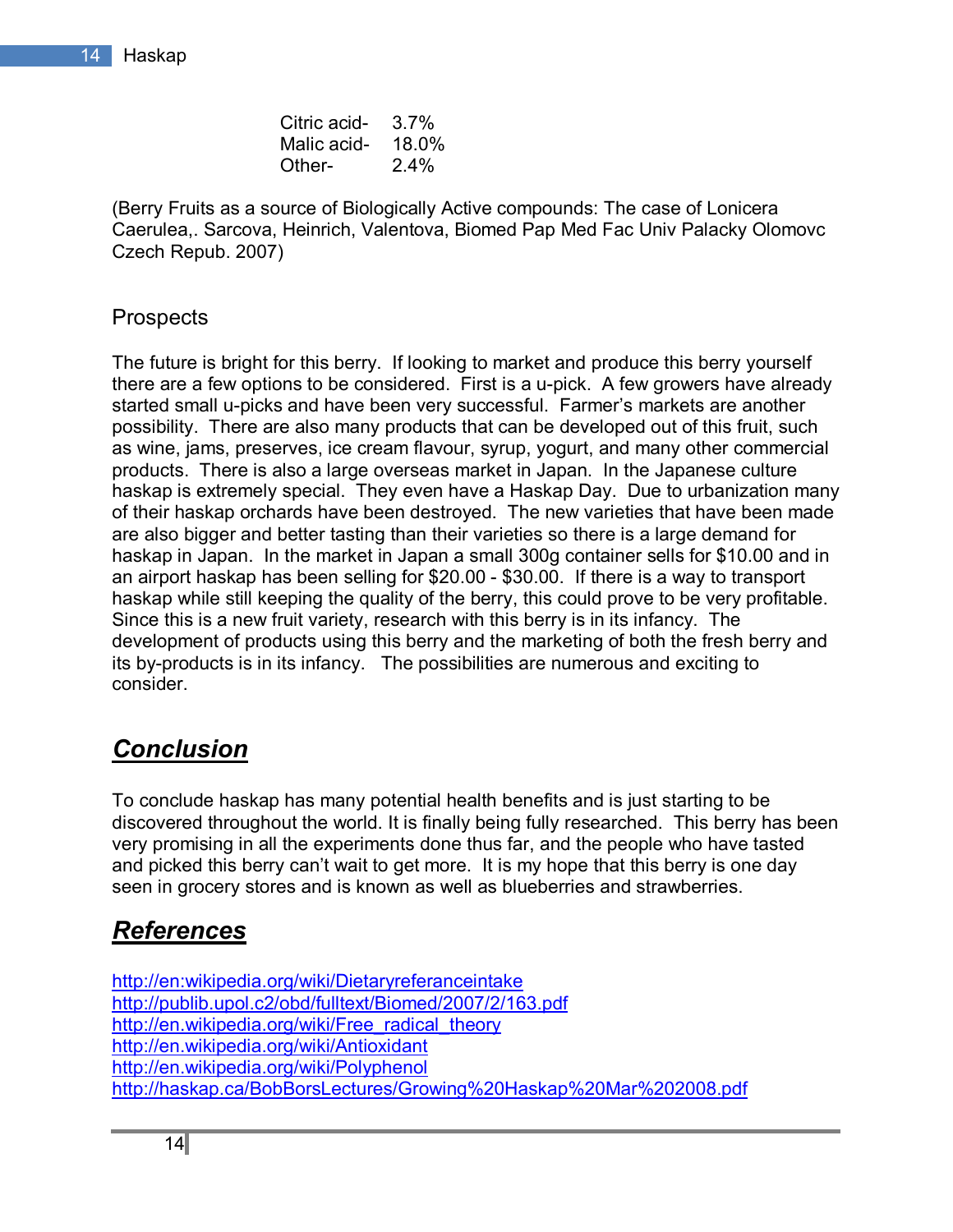| | |
|---|---|
| Citric acid- | 3.7% |
| Malic acid- | 18.0% |
| Other- | 2.4% |

(Berry Fruits as a source of Biologically Active compounds: The case of Lonicera Caerulea,. Sarcova, Heinrich, Valentova, Biomed Pap Med Fac Univ Palacky Olomovc Czech Repub. 2007)

## Prospects

The future is bright for this berry. If looking to market and produce this berry yourself there are a few options to be considered. First is a u-pick. A few growers have already started small u-picks and have been very successful. Farmer's markets are another possibility. There are also many products that can be developed out of this fruit, such as wine, jams, preserves, ice cream flavour, syrup, yogurt, and many other commercial products. There is also a large overseas market in Japan. In the Japanese culture haskap is extremely special. They even have a Haskap Day. Due to urbanization many of their haskap orchards have been destroyed. The new varieties that have been made are also bigger and better tasting than their varieties so there is a large demand for haskap in Japan. In the market in Japan a small 300g container sells for $10.00 and in an airport haskap has been selling for $20.00 - $30.00. If there is a way to transport haskap while still keeping the quality of the berry, this could prove to be very profitable. Since this is a new fruit variety, research with this berry is in its infancy. The development of products using this berry and the marketing of both the fresh berry and its by-products is in its infancy. The possibilities are numerous and exciting to consider.

## ***Conclusion***

To conclude haskap has many potential health benefits and is just starting to be discovered throughout the world. It is finally being fully researched. This berry has been very promising in all the experiments done thus far, and the people who have tasted and picked this berry can't wait to get more. It is my hope that this berry is one day seen in grocery stores and is known as well as blueberries and strawberries.

## ***References***

http://en:wikipedia.org/wiki/Dietaryreferanceintake
http://publib.upol.c2/obd/fulltext/Biomed/2007/2/163.pdf
http://en.wikipedia.org/wiki/Free_radical_theory
http://en.wikipedia.org/wiki/Antioxidant
http://en.wikipedia.org/wiki/Polyphenol
http://haskap.ca/BobBorsLectures/Growing%20Haskap%20Mar%202008.pdf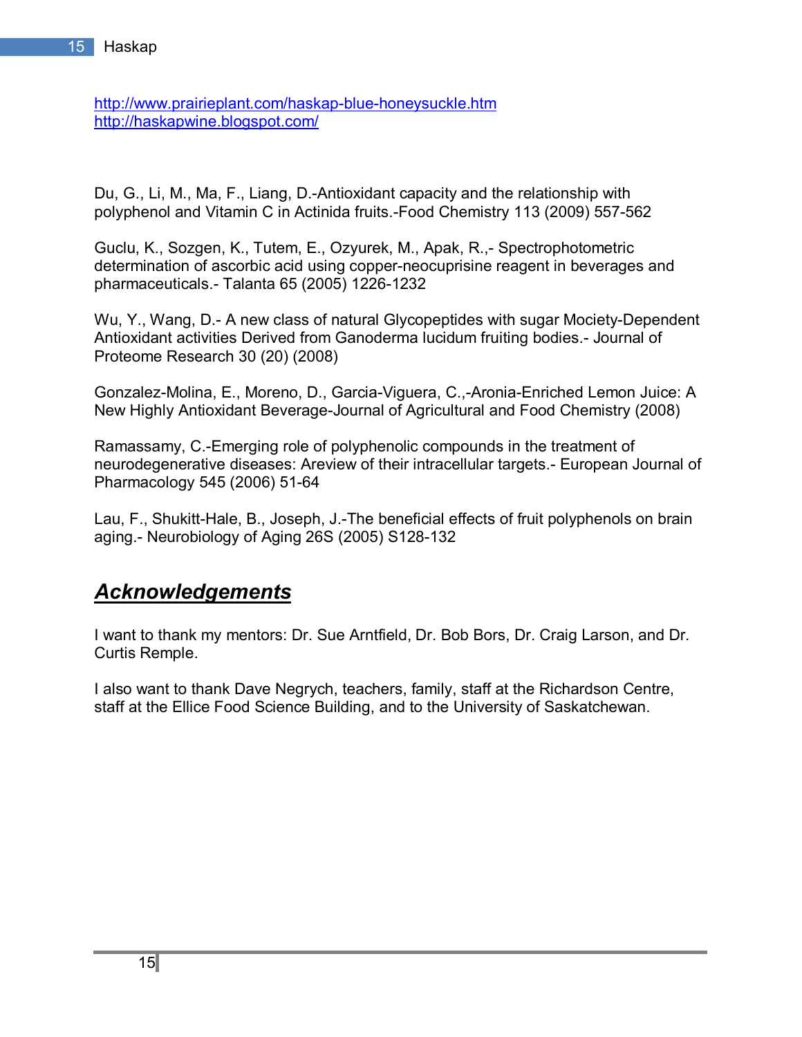http://www.prairieplant.com/haskap-blue-honeysuckle.htm
http://haskapwine.blogspot.com/

Du, G., Li, M., Ma, F., Liang, D.-Antioxidant capacity and the relationship with polyphenol and Vitamin C in Actinida fruits.-Food Chemistry 113 (2009) 557-562

Guclu, K., Sozgen, K., Tutem, E., Ozyurek, M., Apak, R.,- Spectrophotometric determination of ascorbic acid using copper-neocuprisine reagent in beverages and pharmaceuticals.- Talanta 65 (2005) 1226-1232

Wu, Y., Wang, D.- A new class of natural Glycopeptides with sugar Mociety-Dependent Antioxidant activities Derived from Ganoderma lucidum fruiting bodies.- Journal of Proteome Research 30 (20) (2008)

Gonzalez-Molina, E., Moreno, D., Garcia-Viguera, C.,-Aronia-Enriched Lemon Juice: A New Highly Antioxidant Beverage-Journal of Agricultural and Food Chemistry (2008)

Ramassamy, C.-Emerging role of polyphenolic compounds in the treatment of neurodegenerative diseases: Areview of their intracellular targets.- European Journal of Pharmacology 545 (2006) 51-64

Lau, F., Shukitt-Hale, B., Joseph, J.-The beneficial effects of fruit polyphenols on brain aging.- Neurobiology of Aging 26S (2005) S128-132

## ***Acknowledgements***

I want to thank my mentors: Dr. Sue Arntfield, Dr. Bob Bors, Dr. Craig Larson, and Dr. Curtis Remple.

I also want to thank Dave Negrych, teachers, family, staff at the Richardson Centre, staff at the Ellice Food Science Building, and to the University of Saskatchewan.